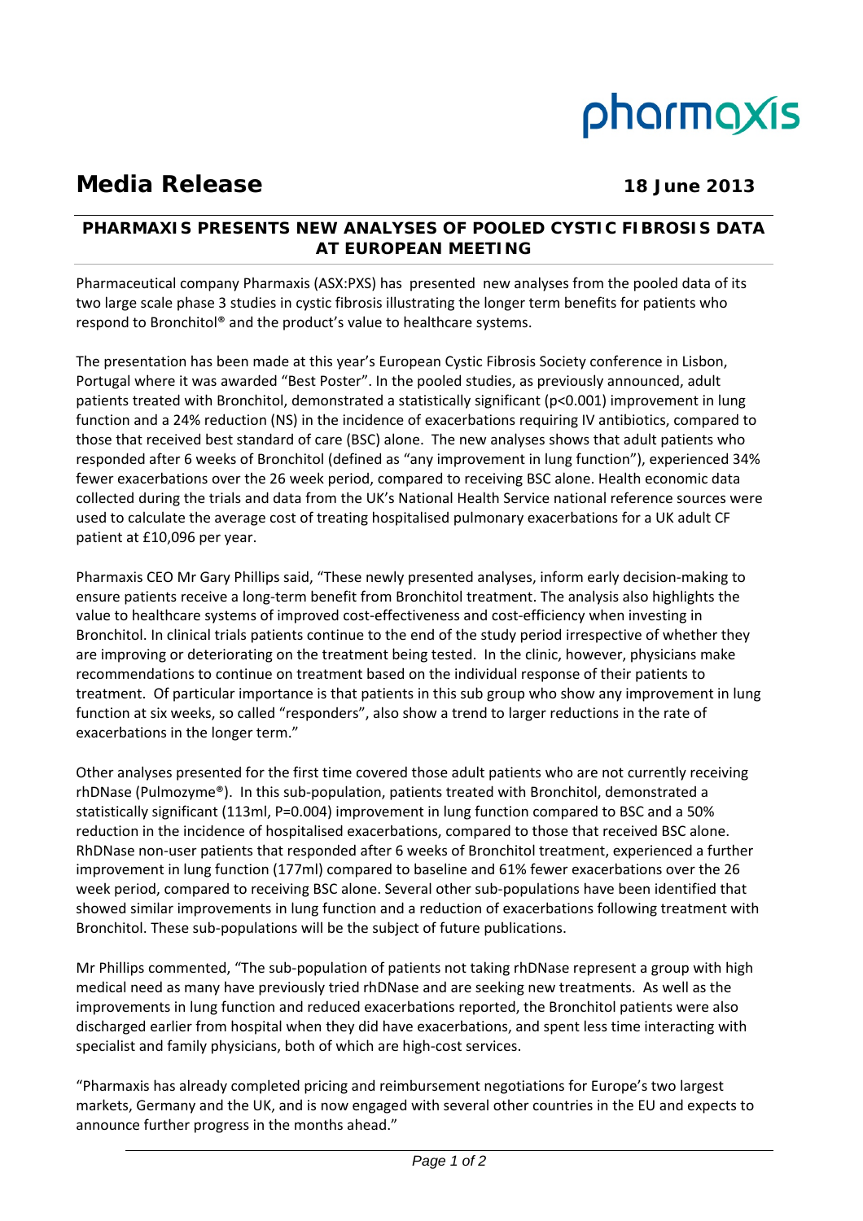pharmaxis

# Media Release

**18 June 2013**

## PHARMAXIS PRESENTS NEW ANALYSES OF POOLED CYSTIC FIBROSIS DATA AT EUROPEAN MEETING

Pharmaceutical company Pharmaxis (ASX:PXS) has presented new analyses from the pooled data of its two large scale phase 3 studies in cystic fibrosis illustrating the longer term benefits for patients who respond to Bronchitol® and the product's value to healthcare systems.

The presentation has been made at this year's European Cystic Fibrosis Society conference in Lisbon, Portugal where it was awarded "Best Poster". In the pooled studies, as previously announced, adult patients treated with Bronchitol, demonstrated a statistically significant ($p<0.001$) improvement in lung function and a 24% reduction (NS) in the incidence of exacerbations requiring IV antibiotics, compared to those that received best standard of care (BSC) alone. The new analyses shows that adult patients who responded after 6 weeks of Bronchitol (defined as "any improvement in lung function"), experienced 34% fewer exacerbations over the 26 week period, compared to receiving BSC alone. Health economic data collected during the trials and data from the UK's National Health Service national reference sources were used to calculate the average cost of treating hospitalised pulmonary exacerbations for a UK adult CF patient at £10,096 per year.

Pharmaxis CEO Mr Gary Phillips said, "These newly presented analyses, inform early decision-making to ensure patients receive a long-term benefit from Bronchitol treatment. The analysis also highlights the value to healthcare systems of improved cost-effectiveness and cost-efficiency when investing in Bronchitol. In clinical trials patients continue to the end of the study period irrespective of whether they are improving or deteriorating on the treatment being tested. In the clinic, however, physicians make recommendations to continue on treatment based on the individual response of their patients to treatment. Of particular importance is that patients in this sub group who show any improvement in lung function at six weeks, so called "responders", also show a trend to larger reductions in the rate of exacerbations in the longer term."

Other analyses presented for the first time covered those adult patients who are not currently receiving rhDNase (Pulmozyme®). In this sub-population, patients treated with Bronchitol, demonstrated a statistically significant (113ml, $P=0.004$) improvement in lung function compared to BSC and a 50% reduction in the incidence of hospitalised exacerbations, compared to those that received BSC alone. RhDNase non-user patients that responded after 6 weeks of Bronchitol treatment, experienced a further improvement in lung function (177ml) compared to baseline and 61% fewer exacerbations over the 26 week period, compared to receiving BSC alone. Several other sub-populations have been identified that showed similar improvements in lung function and a reduction of exacerbations following treatment with Bronchitol. These sub-populations will be the subject of future publications.

Mr Phillips commented, "The sub-population of patients not taking rhDNase represent a group with high medical need as many have previously tried rhDNase and are seeking new treatments. As well as the improvements in lung function and reduced exacerbations reported, the Bronchitol patients were also discharged earlier from hospital when they did have exacerbations, and spent less time interacting with specialist and family physicians, both of which are high-cost services.

"Pharmaxis has already completed pricing and reimbursement negotiations for Europe's two largest markets, Germany and the UK, and is now engaged with several other countries in the EU and expects to announce further progress in the months ahead."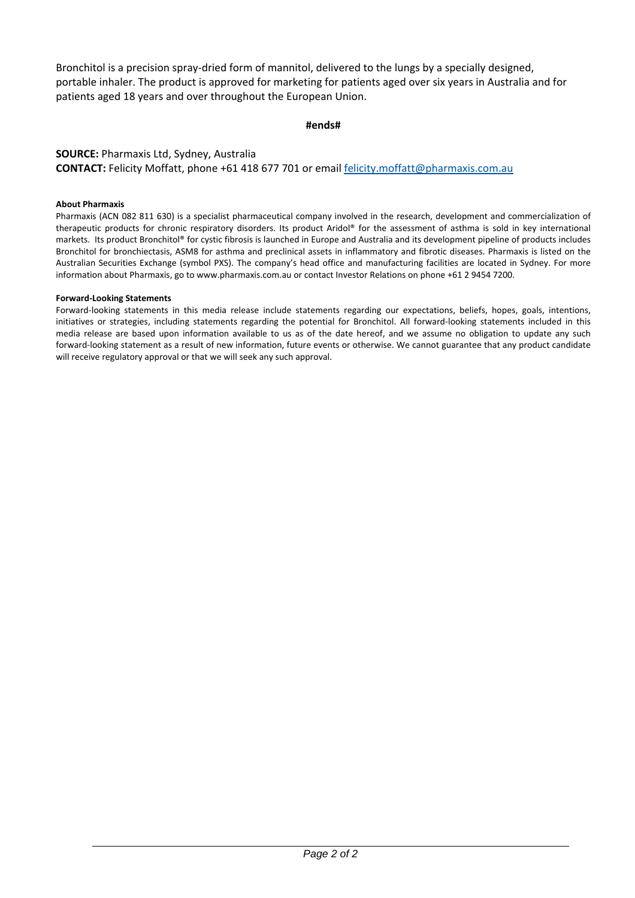Bronchitol is a precision spray-dried form of mannitol, delivered to the lungs by a specially designed, portable inhaler. The product is approved for marketing for patients aged over six years in Australia and for patients aged 18 years and over throughout the European Union.

**#ends#**

**SOURCE:** Pharmaxis Ltd, Sydney, Australia
**CONTACT:** Felicity Moffatt, phone +61 418 677 701 or email felicity.moffatt@pharmaxis.com.au

**About Pharmaxis**

Pharmaxis (ACN 082 811 630) is a specialist pharmaceutical company involved in the research, development and commercialization of therapeutic products for chronic respiratory disorders. Its product Aridol® for the assessment of asthma is sold in key international markets. Its product Bronchitol® for cystic fibrosis is launched in Europe and Australia and its development pipeline of products includes Bronchitol for bronchiectasis, ASM8 for asthma and preclinical assets in inflammatory and fibrotic diseases. Pharmaxis is listed on the Australian Securities Exchange (symbol PXS). The company's head office and manufacturing facilities are located in Sydney. For more information about Pharmaxis, go to www.pharmaxis.com.au or contact Investor Relations on phone +61 2 9454 7200.

**Forward-Looking Statements**

Forward-looking statements in this media release include statements regarding our expectations, beliefs, hopes, goals, intentions, initiatives or strategies, including statements regarding the potential for Bronchitol. All forward-looking statements included in this media release are based upon information available to us as of the date hereof, and we assume no obligation to update any such forward-looking statement as a result of new information, future events or otherwise. We cannot guarantee that any product candidate will receive regulatory approval or that we will seek any such approval.